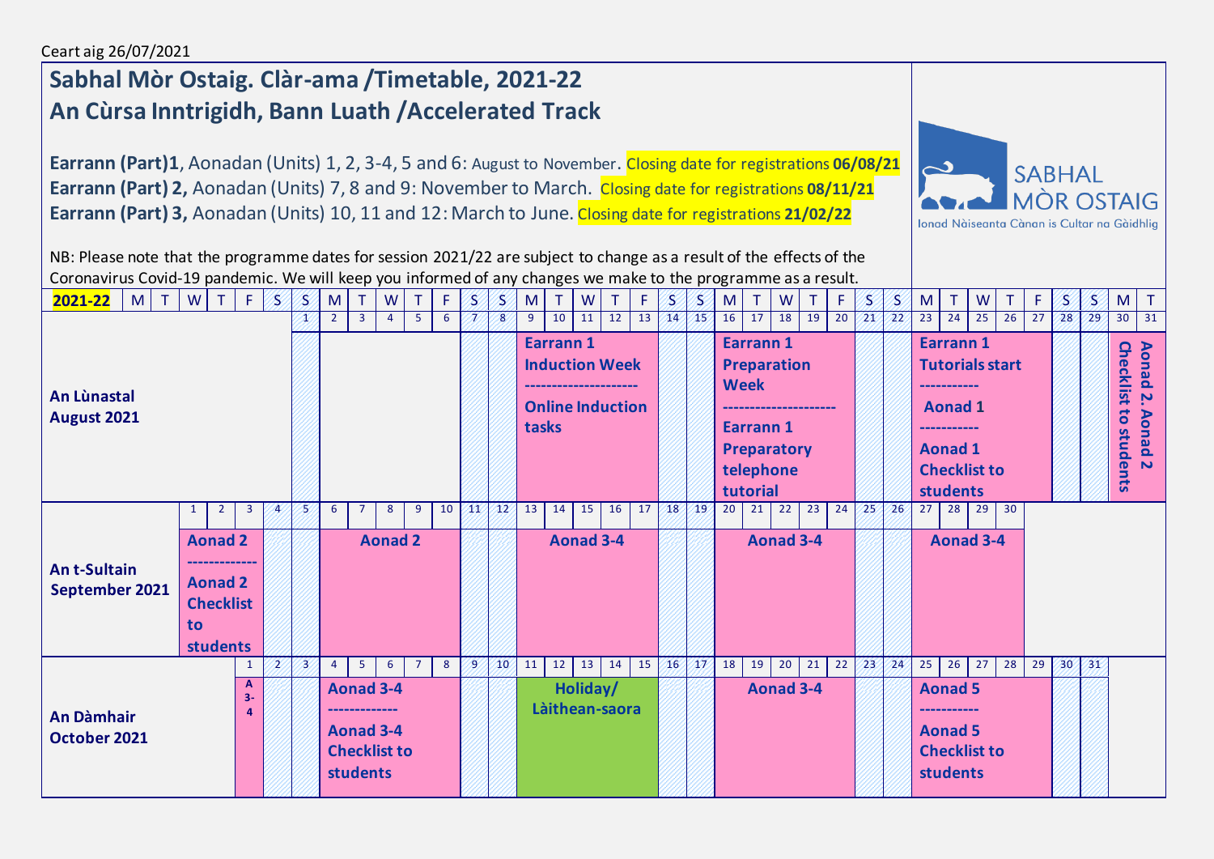Ceart aig 26/07/2021

# Sabhal Mòr Ostaig. Clàr-ama /Timetable, 2021-22
# An Cùrsa Inntrigidh, Bann Luath /Accelerated Track

**Earrann (Part)1**, Aonadan (Units) 1, 2, 3-4, 5 and 6: August to November. Closing date for registrations **06/08/21**

**Earrann (Part) 2,** Aonadan (Units) 7, 8 and 9: November to March. Closing date for registrations **08/11/21**

**Earrann (Part) 3,** Aonadan (Units) 10, 11 and 12: March to June. Closing date for registrations **21/02/22**

SABHAL MÒR OSTAIG
Ionad Nàiseanta Cànan is Cultar na Gàidhlig

NB: Please note that the programme dates for session 2021/22 are subject to change as a result of the effects of the Coronavirus Covid-19 pandemic. We will keep you informed of any changes we make to the programme as a result.

| 2021-22 | Dates | Mon–Fri / weekends schedule |
|---|---|---|
| **An Lùnastal August 2021** | 1 (S) | Weekend |
| | 2–6 | (blank) |
| | 7–8 | Weekend |
| | 9–13 | **Earrann 1 Induction Week** -------------------- **Online Induction tasks** |
| | 14–15 | Weekend |
| | 16–20 | **Earrann 1 Preparation Week** -------------------- **Earrann 1 Preparatory telephone tutorial** |
| | 21–22 | Weekend |
| | 23–27 | **Earrann 1 Tutorials start** ---------- **Aonad 1** ---------- **Aonad 1 Checklist to students** |
| | 28–29 | Weekend |
| | 30–31 | **Aonad 2. Aonad 2 Checklist to students** |
| **An t-Sultain September 2021** | 1–3 | **Aonad 2** ------------- **Aonad 2 Checklist to students** |
| | 4–5 | Weekend |
| | 6–10 | **Aonad 2** |
| | 11–12 | Weekend |
| | 13–17 | **Aonad 3-4** |
| | 18–19 | Weekend |
| | 20–24 | **Aonad 3-4** |
| | 25–26 | Weekend |
| | 27–30 | **Aonad 3-4** |
| **An Dàmhair October 2021** | 1 | **A 3-4** |
| | 2–3 | Weekend |
| | 4–8 | **Aonad 3-4** ------------ **Aonad 3-4 Checklist to students** |
| | 9–10 | Weekend |
| | 11–15 | **Holiday/ Làithean-saora** |
| | 16–17 | Weekend |
| | 18–22 | **Aonad 3-4** |
| | 23–24 | Weekend |
| | 25–29 | **Aonad 5** ---------- **Aonad 5 Checklist to students** |
| | 30–31 | Weekend |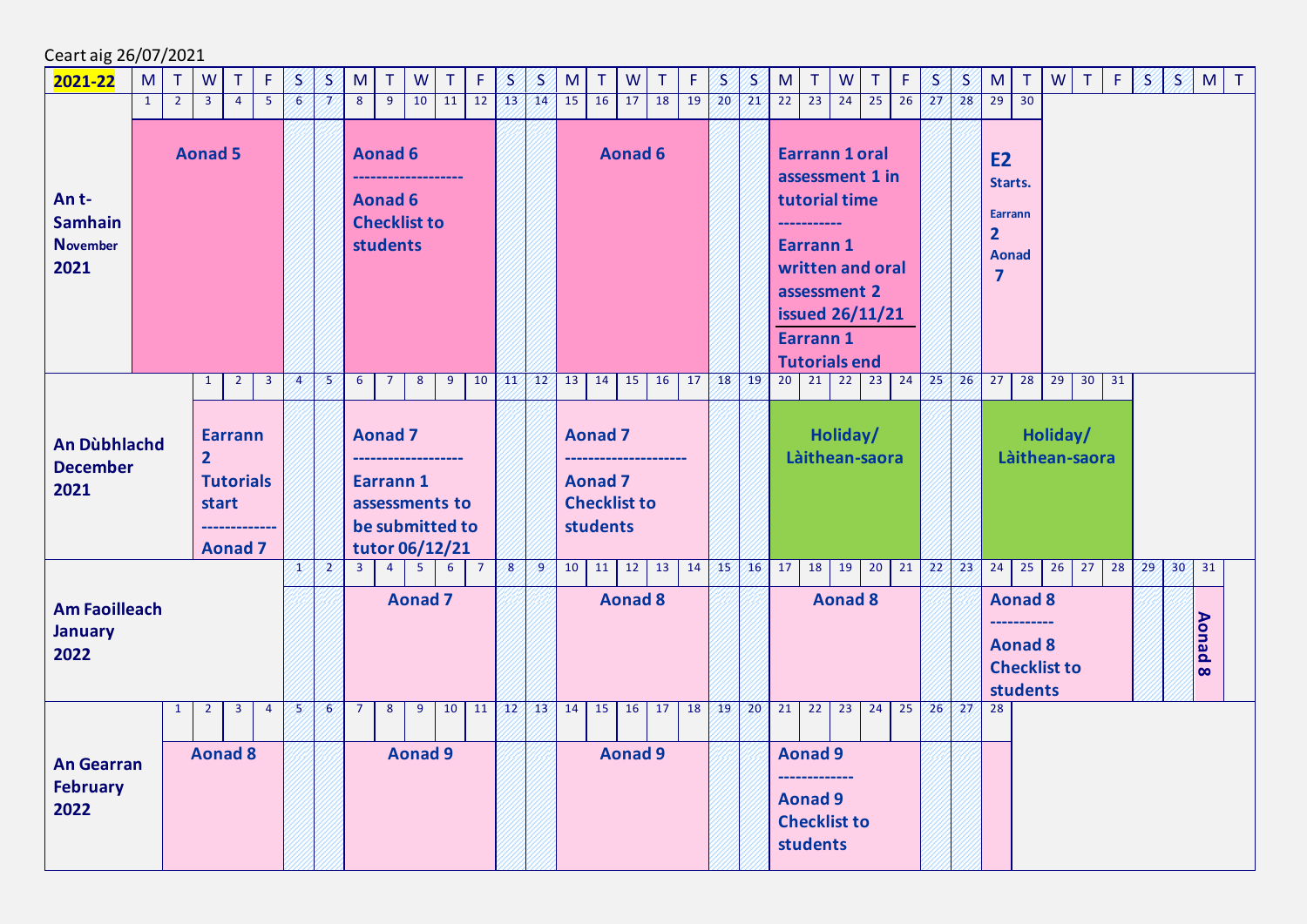Ceart aig 26/07/2021

| 2021-22 | M | T | W | T | F | S | S | M | T | W | T | F | S | S | M | T | W | T | F | S | S | M | T | W | T | F | S | S | M | T | W | T | F | S | S | M | T |
|---|---|---|---|---|---|---|---|---|---|---|---|---|---|---|---|---|---|---|---|---|---|---|---|---|---|---|---|---|---|---|---|---|---|---|---|---|---|
| **An t-Samhain November 2021** | 1 | 2 | 3 | 4 | 5 | 6 | 7 | 8 | 9 | 10 | 11 | 12 | 13 | 14 | 15 | 16 | 17 | 18 | 19 | 20 | 21 | 22 | 23 | 24 | 25 | 26 | 27 | 28 | 29 | 30 | | | | | | | |
| | **Aonad 5** | | | | | | | **Aonad 6 ------------------ Aonad 6 Checklist to students** | | | | | | | **Aonad 6** | | | | | | | **Earrann 1 oral assessment 1 in tutorial time ---------- Earrann 1 written and oral assessment 2 issued 26/11/21 / Earrann 1 Tutorials end** | | | | | | | **E2 Starts. Earrann 2 Aonad 7** | | | | | | | | |
| **An Dùbhlachd December 2021** | | | 1 | 2 | 3 | 4 | 5 | 6 | 7 | 8 | 9 | 10 | 11 | 12 | 13 | 14 | 15 | 16 | 17 | 18 | 19 | 20 | 21 | 22 | 23 | 24 | 25 | 26 | 27 | 28 | 29 | 30 | 31 | | | | |
| | | | **Earrann 2 Tutorials start ------------ Aonad 7** | | | | | **Aonad 7 ------------------ Earrann 1 assessments to be submitted to tutor 06/12/21** | | | | | | | **Aonad 7 -------------------- Aonad 7 Checklist to students** | | | | | | | **Holiday/ Làithean-saora** | | | | | | | **Holiday/ Làithean-saora** | | | | | | |
| **Am Faoilleach January 2022** | | | | | | 1 | 2 | 3 | 4 | 5 | 6 | 7 | 8 | 9 | 10 | 11 | 12 | 13 | 14 | 15 | 16 | 17 | 18 | 19 | 20 | 21 | 22 | 23 | 24 | 25 | 26 | 27 | 28 | 29 | 30 | 31 | |
| | | | | | | | | **Aonad 7** | | | | | | | **Aonad 8** | | | | | | | **Aonad 8** | | | | | | | **Aonad 8 ---------- Aonad 8 Checklist to students** | | | | | | | **Aonad 8** | |
| **An Gearran February 2022** | | 1 | 2 | 3 | 4 | 5 | 6 | 7 | 8 | 9 | 10 | 11 | 12 | 13 | 14 | 15 | 16 | 17 | 18 | 19 | 20 | 21 | 22 | 23 | 24 | 25 | 26 | 27 | 28 | | | | | | | | |
| | | **Aonad 8** | | | | | | **Aonad 9** | | | | | | | **Aonad 9** | | | | | | | **Aonad 9 ------------ Aonad 9 Checklist to students** | | | | | | | | | | | | | | | |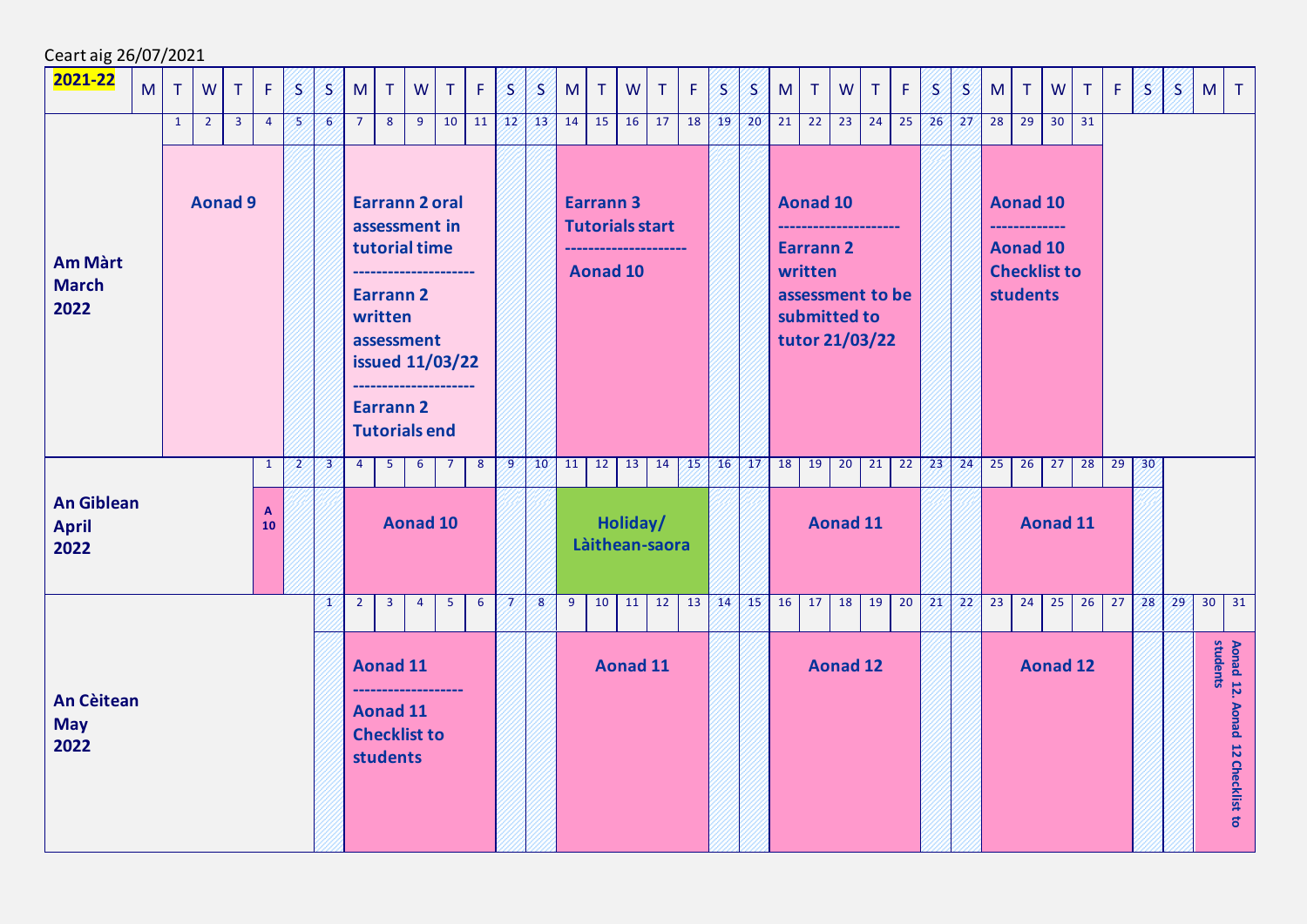Ceart aig 26/07/2021

**2021-22**

| | M | T | W | T | F | S | S | M | T | W | T | F | S | S | M | T | W | T | F | S | S | M | T | W | T | F | S | S | M | T | W | T | F | S | S | M | T |
|---|---|---|---|---|---|---|---|---|---|---|---|---|---|---|---|---|---|---|---|---|---|---|---|---|---|---|---|---|---|---|---|---|---|---|---|---|---|
| **Am Màrt March 2022** | | 1 | 2 | 3 | 4 | 5 | 6 | 7 | 8 | 9 | 10 | 11 | 12 | 13 | 14 | 15 | 16 | 17 | 18 | 19 | 20 | 21 | 22 | 23 | 24 | 25 | 26 | 27 | 28 | 29 | 30 | 31 | | | | | |
| | | **Aonad 9** | | | | | | **Earrann 2 oral assessment in tutorial time -------------------- Earrann 2 written assessment issued 11/03/22 -------------------- Earrann 2 Tutorials end** | | | | | | | **Earrann 3 Tutorials start -------------------- Aonad 10** | | | | | | | **Aonad 10 -------------------- Earrann 2 written assessment to be submitted to tutor 21/03/22** | | | | | | | **Aonad 10 ------------ Aonad 10 Checklist to students** | | | | | | | | |
| **An Giblean April 2022** | | | | | 1 | 2 | 3 | 4 | 5 | 6 | 7 | 8 | 9 | 10 | 11 | 12 | 13 | 14 | 15 | 16 | 17 | 18 | 19 | 20 | 21 | 22 | 23 | 24 | 25 | 26 | 27 | 28 | 29 | 30 | | | |
| | | | | | **A 10** | | | **Aonad 10** | | | | | | | **Holiday/ Làithean-saora** | | | | | | | **Aonad 11** | | | | | | | **Aonad 11** | | | | | | | | |
| **An Cèitean May 2022** | | | | | | | 1 | 2 | 3 | 4 | 5 | 6 | 7 | 8 | 9 | 10 | 11 | 12 | 13 | 14 | 15 | 16 | 17 | 18 | 19 | 20 | 21 | 22 | 23 | 24 | 25 | 26 | 27 | 28 | 29 | 30 | 31 |
| | | | | | | | | **Aonad 11 ------------------ Aonad 11 Checklist to students** | | | | | | | **Aonad 11** | | | | | | | **Aonad 12** | | | | | | | **Aonad 12** | | | | | | | **Aonad 12. Aonad 12 Checklist to students** | |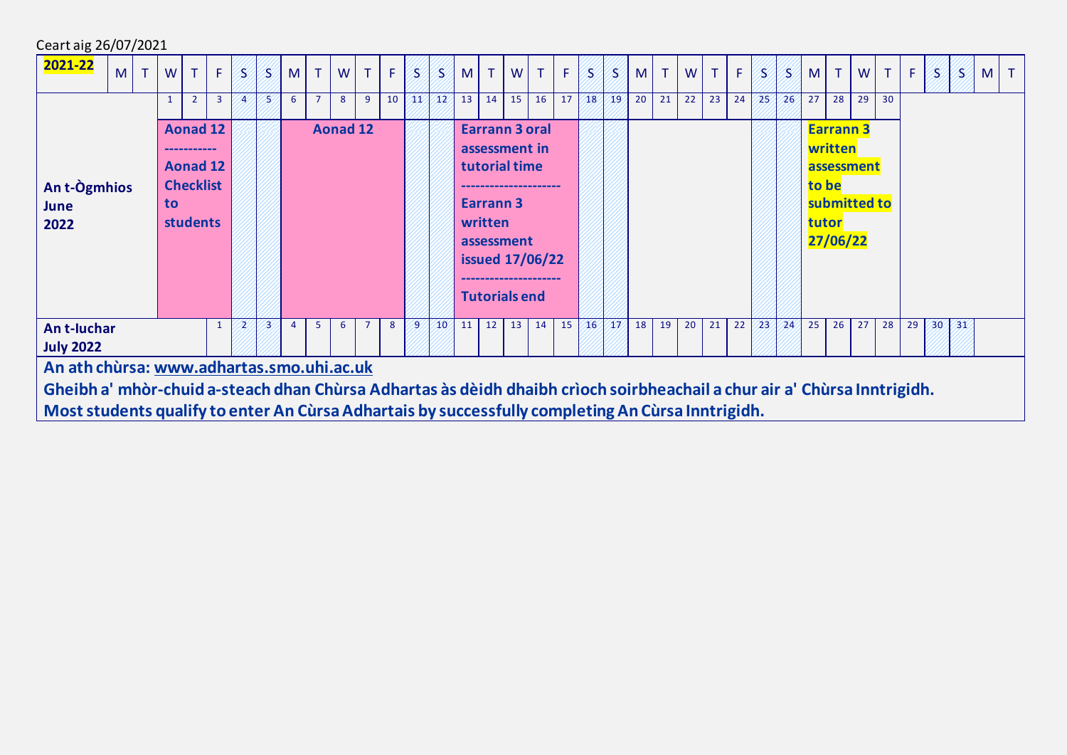Ceart aig 26/07/2021

| 2021-22 | M | T | W | T | F | S | S | M | T | W | T | F | S | S | M | T | W | T | F | S | S | M | T | W | T | F | S | S | M | T | W | T | F | S | S | M | T |
|---|---|---|---|---|---|---|---|---|---|---|---|---|---|---|---|---|---|---|---|---|---|---|---|---|---|---|---|---|---|---|---|---|---|---|---|---|---|
| **An t-Ògmhios June 2022** | | | 1 | 2 | 3 | 4 | 5 | 6 | 7 | 8 | 9 | 10 | 11 | 12 | 13 | 14 | 15 | 16 | 17 | 18 | 19 | 20 | 21 | 22 | 23 | 24 | 25 | 26 | 27 | 28 | 29 | 30 | | | | | |
| | | | **Aonad 12 ----------- Aonad 12 Checklist to students** | | | | | **Aonad 12** | | | | | | | **Earrann 3 oral assessment in tutorial time -------------------- Earrann 3 written assessment issued 17/06/22 -------------------- Tutorials end** | | | | | | | | | | | | | | **Earrann 3 written assessment to be submitted to tutor 27/06/22** | | | | | | | | |
| **An t-Iuchar July 2022** | | | | | 1 | 2 | 3 | 4 | 5 | 6 | 7 | 8 | 9 | 10 | 11 | 12 | 13 | 14 | 15 | 16 | 17 | 18 | 19 | 20 | 21 | 22 | 23 | 24 | 25 | 26 | 27 | 28 | 29 | 30 | 31 | | |

**An ath chùrsa: www.adhartas.smo.uhi.ac.uk**

**Gheibh a' mhòr-chuid a-steach dhan Chùrsa Adhartas às dèidh dhaibh crìoch soirbheachail a chur air a' Chùrsa Inntrigidh.**

**Most students qualify to enter An Cùrsa Adhartais by successfully completing An Cùrsa Inntrigidh.**